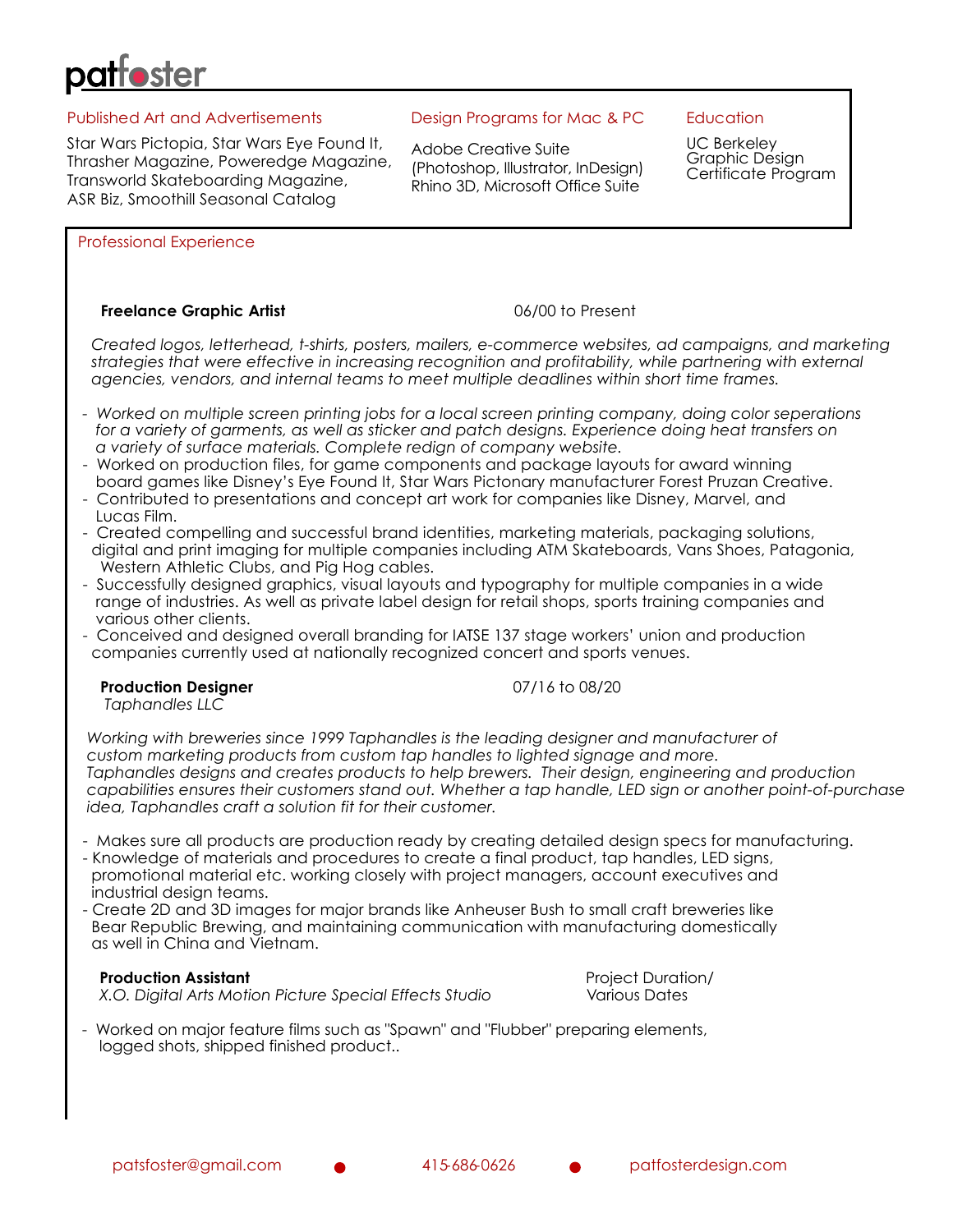# patfoster

## Published Art and Advertisements

Star Wars Pictopia, Star Wars Eye Found It, Thrasher Magazine, Poweredge Magazine, Transworld Skateboarding Magazine, ASR Biz, Smoothill Seasonal Catalog

## Design Programs for Mac & PC

Adobe Creative Suite (Photoshop, Illustrator, InDesign) Rhino 3D, Microsoft Office Suite

## Education

UC Berkeley Graphic Design Certificate Program

## Professional Experience

**Freelance Graphic Artist** — 06/00 to Present

*Created logos, letterhead, t-shirts, posters, mailers, e-commerce websites, ad campaigns, and marketing strategies that were effective in increasing recognition and profitability, while partnering with external agencies, vendors, and internal teams to meet multiple deadlines within short time frames.*

- *Worked on multiple screen printing jobs for a local screen printing company, doing color seperations for a variety of garments, as well as sticker and patch designs. Experience doing heat transfers on a variety of surface materials. Complete redign of company website.*
- Worked on production files, for game components and package layouts for award winning board games like Disney's Eye Found It, Star Wars Pictonary manufacturer Forest Pruzan Creative.
- Contributed to presentations and concept art work for companies like Disney, Marvel, and Lucas Film.
- Created compelling and successful brand identities, marketing materials, packaging solutions, digital and print imaging for multiple companies including ATM Skateboards, Vans Shoes, Patagonia, Western Athletic Clubs, and Pig Hog cables.
- Successfully designed graphics, visual layouts and typography for multiple companies in a wide range of industries. As well as private label design for retail shops, sports training companies and various other clients.
- Conceived and designed overall branding for IATSE 137 stage workers' union and production companies currently used at nationally recognized concert and sports venues.

**Production Designer** — 07/16 to 08/20
*Taphandles LLC*

*Working with breweries since 1999 Taphandles is the leading designer and manufacturer of custom marketing products from custom tap handles to lighted signage and more. Taphandles designs and creates products to help brewers. Their design, engineering and production capabilities ensures their customers stand out. Whether a tap handle, LED sign or another point-of-purchase idea, Taphandles craft a solution fit for their customer.*

- Makes sure all products are production ready by creating detailed design specs for manufacturing.
- Knowledge of materials and procedures to create a final product, tap handles, LED signs, promotional material etc. working closely with project managers, account executives and industrial design teams.
- Create 2D and 3D images for major brands like Anheuser Bush to small craft breweries like Bear Republic Brewing, and maintaining communication with manufacturing domestically as well in China and Vietnam.

**Production Assistant** — Project Duration/ Various Dates
*X.O. Digital Arts Motion Picture Special Effects Studio*

- Worked on major feature films such as "Spawn" and "Flubber" preparing elements, logged shots, shipped finished product..

patsfoster@gmail.com ● 415-686-0626 ● patfosterdesign.com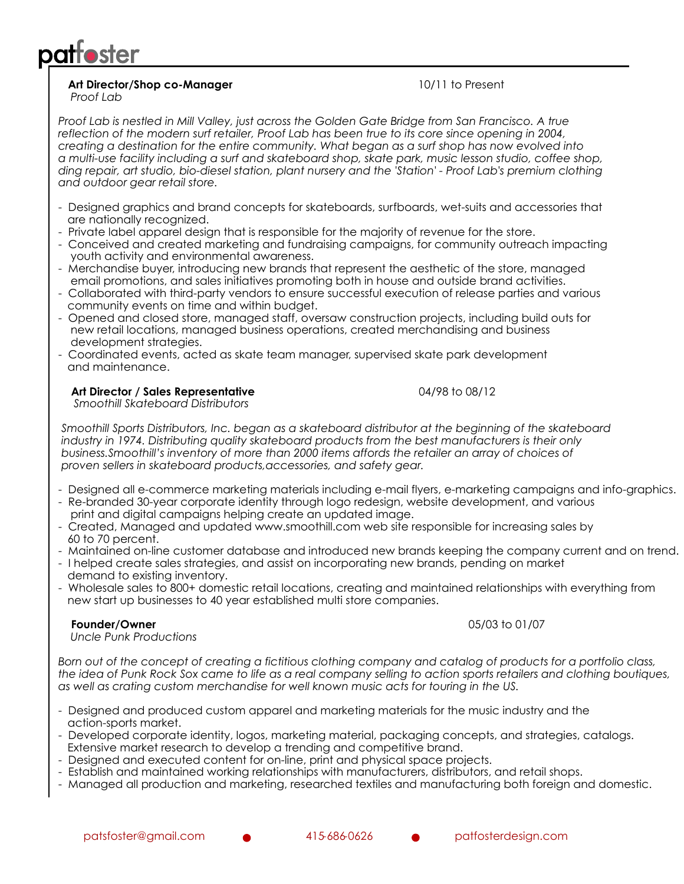**Art Director/Shop co-Manager** 10/11 to Present
*Proof Lab*

*Proof Lab is nestled in Mill Valley, just across the Golden Gate Bridge from San Francisco. A true reflection of the modern surf retailer, Proof Lab has been true to its core since opening in 2004, creating a destination for the entire community. What began as a surf shop has now evolved into a multi-use facility including a surf and skateboard shop, skate park, music lesson studio, coffee shop, ding repair, art studio, bio-diesel station, plant nursery and the 'Station' - Proof Lab's premium clothing and outdoor gear retail store.*

- Designed graphics and brand concepts for skateboards, surfboards, wet-suits and accessories that are nationally recognized.
- Private label apparel design that is responsible for the majority of revenue for the store.
- Conceived and created marketing and fundraising campaigns, for community outreach impacting youth activity and environmental awareness.
- Merchandise buyer, introducing new brands that represent the aesthetic of the store, managed email promotions, and sales initiatives promoting both in house and outside brand activities.
- Collaborated with third-party vendors to ensure successful execution of release parties and various community events on time and within budget.
- Opened and closed store, managed staff, oversaw construction projects, including build outs for new retail locations, managed business operations, created merchandising and business development strategies.
- Coordinated events, acted as skate team manager, supervised skate park development and maintenance.

**Art Director / Sales Representative** 04/98 to 08/12
*Smoothill Skateboard Distributors*

*Smoothill Sports Distributors, Inc. began as a skateboard distributor at the beginning of the skateboard industry in 1974. Distributing quality skateboard products from the best manufacturers is their only business.Smoothill's inventory of more than 2000 items affords the retailer an array of choices of proven sellers in skateboard products,accessories, and safety gear.*

- Designed all e-commerce marketing materials including e-mail flyers, e-marketing campaigns and info-graphics.
- Re-branded 30-year corporate identity through logo redesign, website development, and various print and digital campaigns helping create an updated image.
- Created, Managed and updated www.smoothill.com web site responsible for increasing sales by 60 to 70 percent.
- Maintained on-line customer database and introduced new brands keeping the company current and on trend.
- I helped create sales strategies, and assist on incorporating new brands, pending on market demand to existing inventory.
- Wholesale sales to 800+ domestic retail locations, creating and maintained relationships with everything from new start up businesses to 40 year established multi store companies.

**Founder/Owner** 05/03 to 01/07
*Uncle Punk Productions*

*Born out of the concept of creating a fictitious clothing company and catalog of products for a portfolio class, the idea of Punk Rock Sox came to life as a real company selling to action sports retailers and clothing boutiques, as well as crating custom merchandise for well known music acts for touring in the US.*

- Designed and produced custom apparel and marketing materials for the music industry and the action-sports market.
- Developed corporate identity, logos, marketing material, packaging concepts, and strategies, catalogs. Extensive market research to develop a trending and competitive brand.
- Designed and executed content for on-line, print and physical space projects.
- Establish and maintained working relationships with manufacturers, distributors, and retail shops.
- Managed all production and marketing, researched textiles and manufacturing both foreign and domestic.

patsfoster@gmail.com ● 415-686-0626 ● patfosterdesign.com